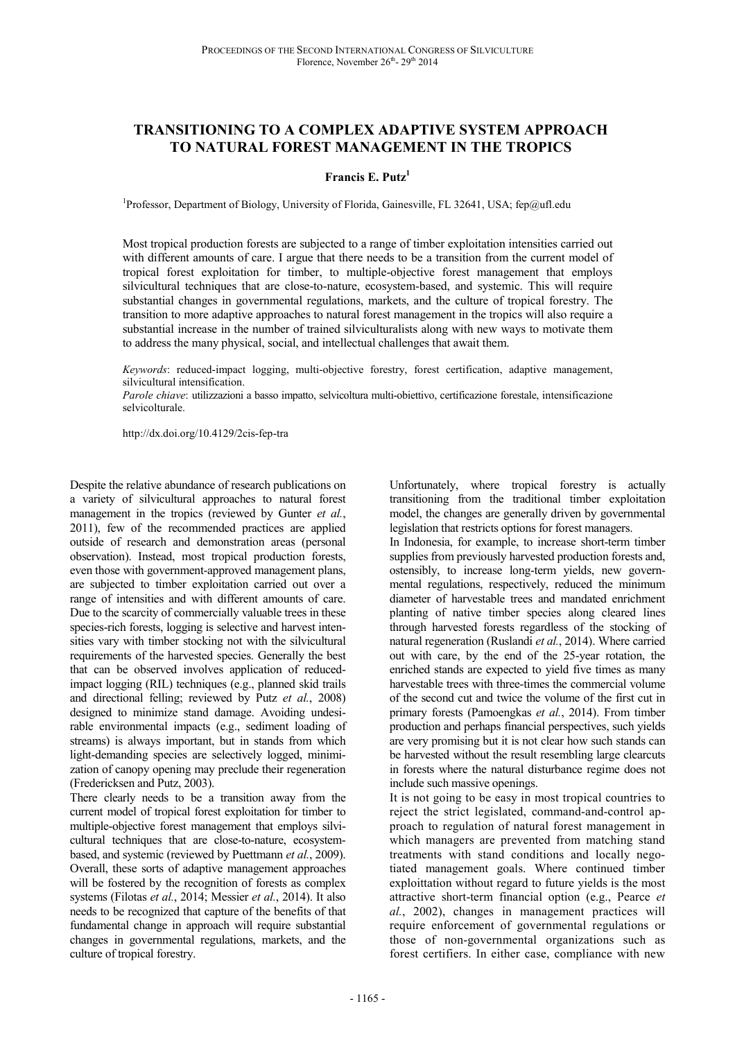# TRANSITIONING TO A COMPLEX ADAPTIVE SYSTEM APPROACH TO NATURAL FOREST MANAGEMENT IN THE TROPICS

**Francis E. Putz**[1]

[1]Professor, Department of Biology, University of Florida, Gainesville, FL 32641, USA; fep@ufl.edu

Most tropical production forests are subjected to a range of timber exploitation intensities carried out with different amounts of care. I argue that there needs to be a transition from the current model of tropical forest exploitation for timber, to multiple-objective forest management that employs silvicultural techniques that are close-to-nature, ecosystem-based, and systemic. This will require substantial changes in governmental regulations, markets, and the culture of tropical forestry. The transition to more adaptive approaches to natural forest management in the tropics will also require a substantial increase in the number of trained silviculturalists along with new ways to motivate them to address the many physical, social, and intellectual challenges that await them.

*Keywords*: reduced-impact logging, multi-objective forestry, forest certification, adaptive management, silvicultural intensification.
*Parole chiave*: utilizzazioni a basso impatto, selvicoltura multi-obiettivo, certificazione forestale, intensificazione selvicolturale.

http://dx.doi.org/10.4129/2cis-fep-tra

Despite the relative abundance of research publications on a variety of silvicultural approaches to natural forest management in the tropics (reviewed by Gunter *et al.*, 2011), few of the recommended practices are applied outside of research and demonstration areas (personal observation). Instead, most tropical production forests, even those with government-approved management plans, are subjected to timber exploitation carried out over a range of intensities and with different amounts of care. Due to the scarcity of commercially valuable trees in these species-rich forests, logging is selective and harvest intensities vary with timber stocking not with the silvicultural requirements of the harvested species. Generally the best that can be observed involves application of reduced-impact logging (RIL) techniques (e.g., planned skid trails and directional felling; reviewed by Putz *et al.*, 2008) designed to minimize stand damage. Avoiding undesirable environmental impacts (e.g., sediment loading of streams) is always important, but in stands from which light-demanding species are selectively logged, minimization of canopy opening may preclude their regeneration (Fredericksen and Putz, 2003).

There clearly needs to be a transition away from the current model of tropical forest exploitation for timber to multiple-objective forest management that employs silvicultural techniques that are close-to-nature, ecosystem-based, and systemic (reviewed by Puettmann *et al.*, 2009). Overall, these sorts of adaptive management approaches will be fostered by the recognition of forests as complex systems (Filotas *et al.*, 2014; Messier *et al.*, 2014). It also needs to be recognized that capture of the benefits of that fundamental change in approach will require substantial changes in governmental regulations, markets, and the culture of tropical forestry.

Unfortunately, where tropical forestry is actually transitioning from the traditional timber exploitation model, the changes are generally driven by governmental legislation that restricts options for forest managers.

In Indonesia, for example, to increase short-term timber supplies from previously harvested production forests and, ostensibly, to increase long-term yields, new governmental regulations, respectively, reduced the minimum diameter of harvestable trees and mandated enrichment planting of native timber species along cleared lines through harvested forests regardless of the stocking of natural regeneration (Ruslandi *et al.*, 2014). Where carried out with care, by the end of the 25-year rotation, the enriched stands are expected to yield five times as many harvestable trees with three-times the commercial volume of the second cut and twice the volume of the first cut in primary forests (Pamoengkas *et al.*, 2014). From timber production and perhaps financial perspectives, such yields are very promising but it is not clear how such stands can be harvested without the result resembling large clearcuts in forests where the natural disturbance regime does not include such massive openings.

It is not going to be easy in most tropical countries to reject the strict legislated, command-and-control approach to regulation of natural forest management in which managers are prevented from matching stand treatments with stand conditions and locally negotiated management goals. Where continued timber exploittation without regard to future yields is the most attractive short-term financial option (e.g., Pearce *et al.*, 2002), changes in management practices will require enforcement of governmental regulations or those of non-governmental organizations such as forest certifiers. In either case, compliance with new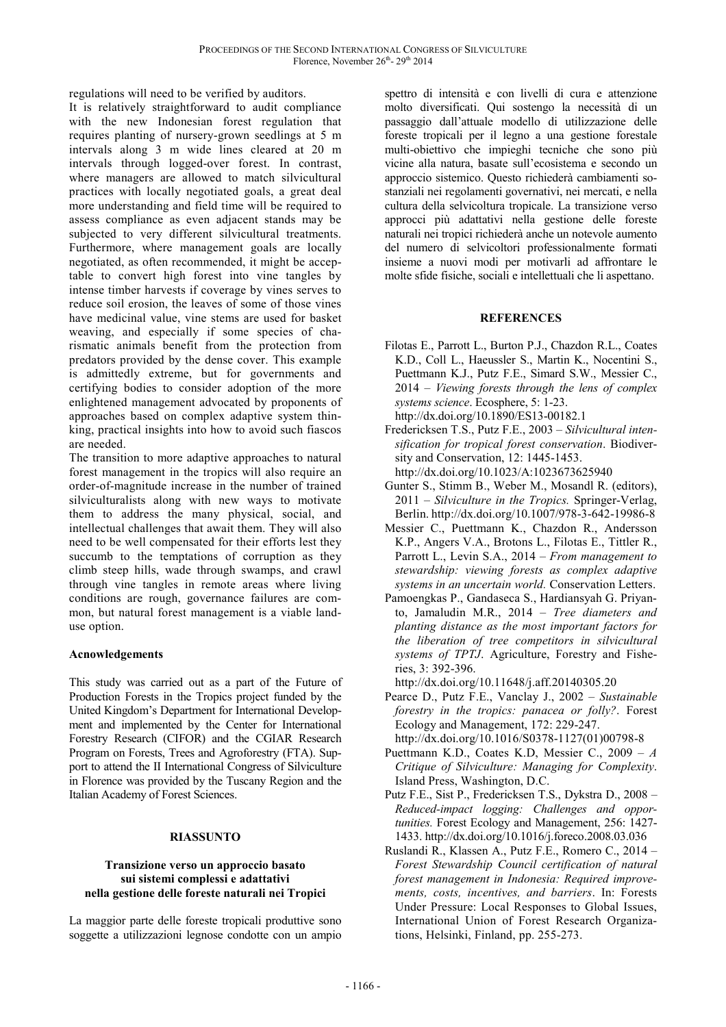regulations will need to be verified by auditors.

It is relatively straightforward to audit compliance with the new Indonesian forest regulation that requires planting of nursery-grown seedlings at 5 m intervals along 3 m wide lines cleared at 20 m intervals through logged-over forest. In contrast, where managers are allowed to match silvicultural practices with locally negotiated goals, a great deal more understanding and field time will be required to assess compliance as even adjacent stands may be subjected to very different silvicultural treatments. Furthermore, where management goals are locally negotiated, as often recommended, it might be acceptable to convert high forest into vine tangles by intense timber harvests if coverage by vines serves to reduce soil erosion, the leaves of some of those vines have medicinal value, vine stems are used for basket weaving, and especially if some species of charismatic animals benefit from the protection from predators provided by the dense cover. This example is admittedly extreme, but for governments and certifying bodies to consider adoption of the more enlightened management advocated by proponents of approaches based on complex adaptive system thinking, practical insights into how to avoid such fiascos are needed.

The transition to more adaptive approaches to natural forest management in the tropics will also require an order-of-magnitude increase in the number of trained silviculturalists along with new ways to motivate them to address the many physical, social, and intellectual challenges that await them. They will also need to be well compensated for their efforts lest they succumb to the temptations of corruption as they climb steep hills, wade through swamps, and crawl through vine tangles in remote areas where living conditions are rough, governance failures are common, but natural forest management is a viable land-use option.

### Acnowledgements

This study was carried out as a part of the Future of Production Forests in the Tropics project funded by the United Kingdom's Department for International Development and implemented by the Center for International Forestry Research (CIFOR) and the CGIAR Research Program on Forests, Trees and Agroforestry (FTA). Support to attend the II International Congress of Silviculture in Florence was provided by the Tuscany Region and the Italian Academy of Forest Sciences.

## RIASSUNTO

### Transizione verso un approccio basato sui sistemi complessi e adattativi nella gestione delle foreste naturali nei Tropici

La maggior parte delle foreste tropicali produttive sono soggette a utilizzazioni legnose condotte con un ampio spettro di intensità e con livelli di cura e attenzione molto diversificati. Qui sostengo la necessità di un passaggio dall'attuale modello di utilizzazione delle foreste tropicali per il legno a una gestione forestale multi-obiettivo che impieghi tecniche che sono più vicine alla natura, basate sull'ecosistema e secondo un approccio sistemico. Questo richiederà cambiamenti sostanziali nei regolamenti governativi, nei mercati, e nella cultura della selvicoltura tropicale. La transizione verso approcci più adattativi nella gestione delle foreste naturali nei tropici richiederà anche un notevole aumento del numero di selvicoltori professionalmente formati insieme a nuovi modi per motivarli ad affrontare le molte sfide fisiche, sociali e intellettuali che li aspettano.

## REFERENCES

Filotas E., Parrott L., Burton P.J., Chazdon R.L., Coates K.D., Coll L., Haeussler S., Martin K., Nocentini S., Puettmann K.J., Putz F.E., Simard S.W., Messier C., 2014 – *Viewing forests through the lens of complex systems science*. Ecosphere, 5: 1-23. http://dx.doi.org/10.1890/ES13-00182.1

Fredericksen T.S., Putz F.E., 2003 – *Silvicultural intensification for tropical forest conservation*. Biodiversity and Conservation, 12: 1445-1453. http://dx.doi.org/10.1023/A:1023673625940

Gunter S., Stimm B., Weber M., Mosandl R. (editors), 2011 – *Silviculture in the Tropics.* Springer-Verlag, Berlin. http://dx.doi.org/10.1007/978-3-642-19986-8

Messier C., Puettmann K., Chazdon R., Andersson K.P., Angers V.A., Brotons L., Filotas E., Tittler R., Parrott L., Levin S.A., 2014 – *From management to stewardship: viewing forests as complex adaptive systems in an uncertain world.* Conservation Letters.

Pamoengkas P., Gandaseca S., Hardiansyah G. Priyanto, Jamaludin M.R., 2014 – *Tree diameters and planting distance as the most important factors for the liberation of tree competitors in silvicultural systems of TPTJ*. Agriculture, Forestry and Fisheries, 3: 392-396. http://dx.doi.org/10.11648/j.aff.20140305.20

Pearce D., Putz F.E., Vanclay J., 2002 – *Sustainable forestry in the tropics: panacea or folly?*. Forest Ecology and Management, 172: 229-247. http://dx.doi.org/10.1016/S0378-1127(01)00798-8

Puettmann K.D., Coates K.D, Messier C., 2009 – *A Critique of Silviculture: Managing for Complexity*. Island Press, Washington, D.C.

Putz F.E., Sist P., Fredericksen T.S., Dykstra D., 2008 – *Reduced-impact logging: Challenges and opportunities.* Forest Ecology and Management, 256: 1427-1433. http://dx.doi.org/10.1016/j.foreco.2008.03.036

Ruslandi R., Klassen A., Putz F.E., Romero C., 2014 – *Forest Stewardship Council certification of natural forest management in Indonesia: Required improvements, costs, incentives, and barriers*. In: Forests Under Pressure: Local Responses to Global Issues, International Union of Forest Research Organizations, Helsinki, Finland, pp. 255-273.